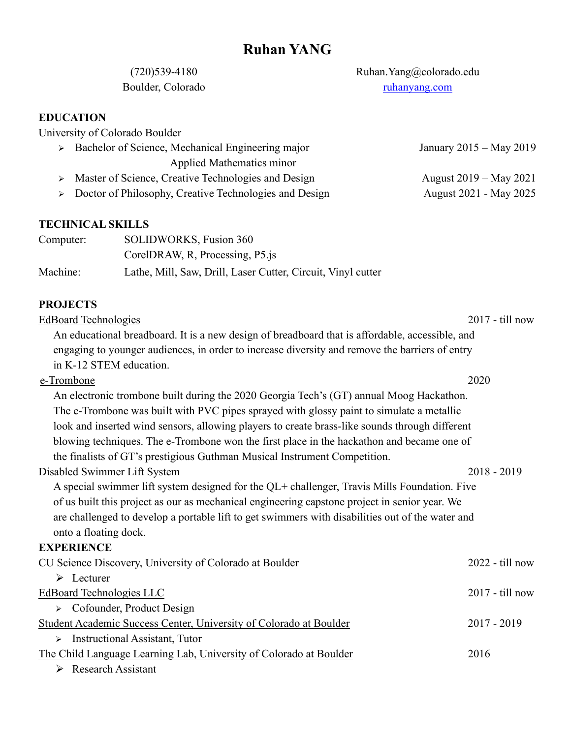# Ruhan YANG

(720)539-4180
Boulder, Colorado

Ruhan.Yang@colorado.edu
ruhanyang.com

## EDUCATION

University of Colorado Boulder

- Bachelor of Science, Mechanical Engineering major — January 2015 – May 2019
  Applied Mathematics minor
- Master of Science, Creative Technologies and Design — August 2019 – May 2021
- Doctor of Philosophy, Creative Technologies and Design — August 2021 - May 2025

## TECHNICAL SKILLS

Computer: SOLIDWORKS, Fusion 360
CorelDRAW, R, Processing, P5.js

Machine: Lathe, Mill, Saw, Drill, Laser Cutter, Circuit, Vinyl cutter

## PROJECTS

EdBoard Technologies — 2017 - till now

An educational breadboard. It is a new design of breadboard that is affordable, accessible, and engaging to younger audiences, in order to increase diversity and remove the barriers of entry in K-12 STEM education.

e-Trombone — 2020

An electronic trombone built during the 2020 Georgia Tech's (GT) annual Moog Hackathon. The e-Trombone was built with PVC pipes sprayed with glossy paint to simulate a metallic look and inserted wind sensors, allowing players to create brass-like sounds through different blowing techniques. The e-Trombone won the first place in the hackathon and became one of the finalists of GT's prestigious Guthman Musical Instrument Competition.

Disabled Swimmer Lift System — 2018 - 2019

A special swimmer lift system designed for the QL+ challenger, Travis Mills Foundation. Five of us built this project as our as mechanical engineering capstone project in senior year. We are challenged to develop a portable lift to get swimmers with disabilities out of the water and onto a floating dock.

## EXPERIENCE

CU Science Discovery, University of Colorado at Boulder — 2022 - till now

- Lecturer

EdBoard Technologies LLC — 2017 - till now

- Cofounder, Product Design

Student Academic Success Center, University of Colorado at Boulder — 2017 - 2019

- Instructional Assistant, Tutor

The Child Language Learning Lab, University of Colorado at Boulder — 2016

- Research Assistant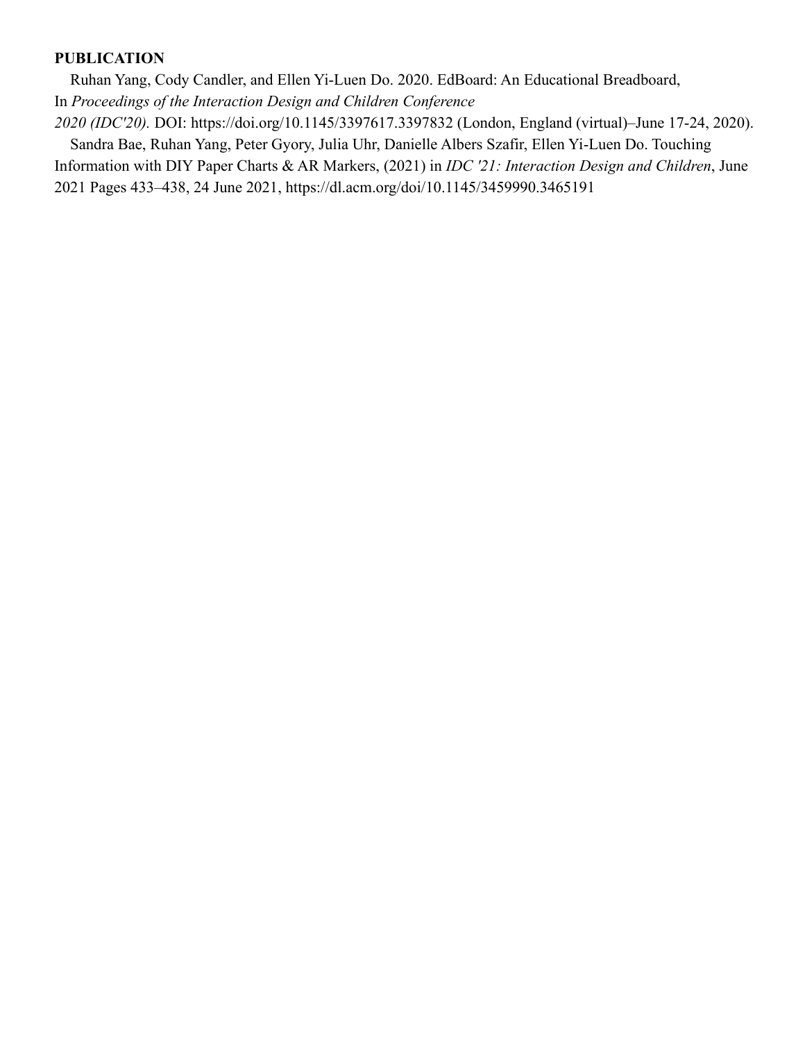**PUBLICATION**

Ruhan Yang, Cody Candler, and Ellen Yi-Luen Do. 2020. EdBoard: An Educational Breadboard, In *Proceedings of the Interaction Design and Children Conference 2020 (IDC'20).* DOI: https://doi.org/10.1145/3397617.3397832 (London, England (virtual)–June 17-24, 2020).

Sandra Bae, Ruhan Yang, Peter Gyory, Julia Uhr, Danielle Albers Szafir, Ellen Yi-Luen Do. Touching Information with DIY Paper Charts & AR Markers, (2021) in *IDC '21: Interaction Design and Children*, June 2021 Pages 433–438, 24 June 2021, https://dl.acm.org/doi/10.1145/3459990.3465191